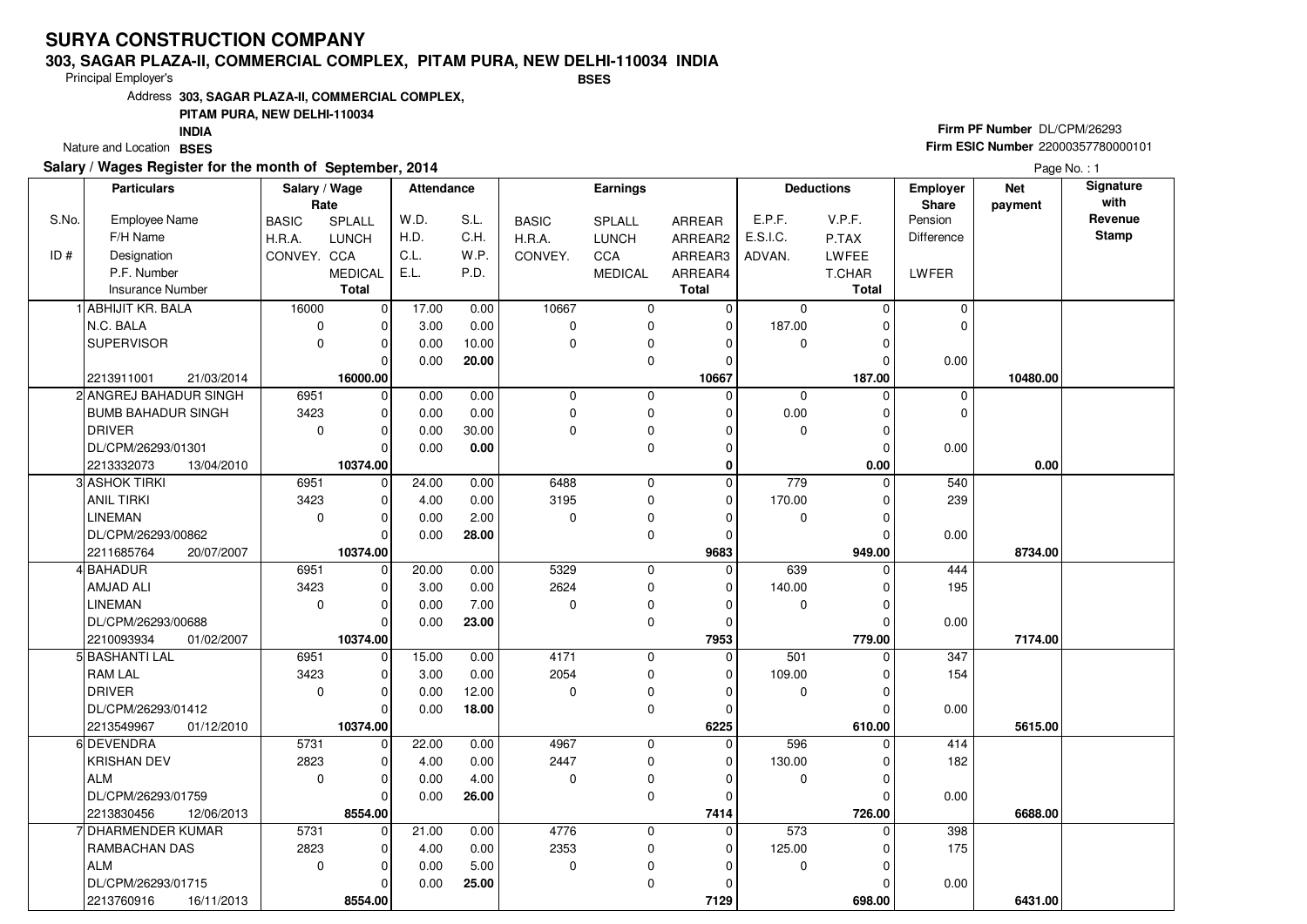# SURYA CONSTRUCTION COMPANY

**303, SAGAR PLAZA-II, COMMERCIAL COMPLEX, PITAM PURA, NEW DELHI-110034 INDIA**

Principal Employer's **BSES**

Address **303, SAGAR PLAZA-II, COMMERCIAL COMPLEX, PITAM PURA, NEW DELHI-110034 INDIA**

Nature and Location **BSES**

**Firm PF Number** DL/CPM/26293
**Firm ESIC Number** 22000357780000101

**Salary / Wages Register for the month of September, 2014**

Page No. : 1

| S.No. / ID # | Particulars: Employee Name / F/H Name / Designation / P.F. Number / Insurance Number | Salary / Wage Rate: BASIC / H.R.A. / CONVEY. | Salary / Wage Rate: SPLALL / LUNCH / CCA / MEDICAL / Total | Attendance: W.D. / H.D. / C.L. / E.L. | Attendance: S.L. / C.H. / W.P. / P.D. | Earnings: BASIC / H.R.A. / CONVEY. | Earnings: SPLALL / LUNCH / CCA / MEDICAL | Earnings: ARREAR / ARREAR2 / ARREAR3 / ARREAR4 / Total | Deductions: E.P.F. / E.S.I.C. / ADVAN. | Deductions: V.P.F. / P.TAX / LWFEE / T.CHAR / Total | Employer Share: Pension / Difference / LWFER | Net payment | Signature with Revenue Stamp |
|---|---|---|---|---|---|---|---|---|---|---|---|---|---|
| 1 | ABHIJIT KR. BALA / N.C. BALA / SUPERVISOR / / 2213911001 21/03/2014 | 16000 / 0 / 0 | 0 / 0 / 0 / 0 / 16000.00 | 17.00 / 3.00 / 0.00 / 0.00 | 0.00 / 0.00 / 10.00 / 20.00 | 10667 / 0 / 0 | 0 / 0 / 0 / 0 | 0 / 0 / 0 / 0 / 10667 | 0 / 187.00 / 0 | 0 / 0 / 0 / 0 / 187.00 | 0 / 0 / 0.00 | 10480.00 | |
| 2 | ANGREJ BAHADUR SINGH / BUMB BAHADUR SINGH / DRIVER / DL/CPM/26293/01301 / 2213332073 13/04/2010 | 6951 / 3423 / 0 | 0 / 0 / 0 / 0 / 10374.00 | 0.00 / 0.00 / 0.00 / 0.00 | 0.00 / 0.00 / 30.00 / 0.00 | 0 / 0 / 0 | 0 / 0 / 0 / 0 | 0 / 0 / 0 / 0 / 0 | 0 / 0.00 / 0 | 0 / 0 / 0 / 0 / 0.00 | 0 / 0 / 0.00 | 0.00 | |
| 3 | ASHOK TIRKI / ANIL TIRKI / LINEMAN / DL/CPM/26293/00862 / 2211685764 20/07/2007 | 6951 / 3423 / 0 | 0 / 0 / 0 / 0 / 10374.00 | 24.00 / 4.00 / 0.00 / 0.00 | 0.00 / 0.00 / 2.00 / 28.00 | 6488 / 3195 / 0 | 0 / 0 / 0 / 0 | 0 / 0 / 0 / 0 / 9683 | 779 / 170.00 / 0 | 0 / 0 / 0 / 0 / 949.00 | 540 / 239 / 0.00 | 8734.00 | |
| 4 | BAHADUR / AMJAD ALI / LINEMAN / DL/CPM/26293/00688 / 2210093934 01/02/2007 | 6951 / 3423 / 0 | 0 / 0 / 0 / 0 / 10374.00 | 20.00 / 3.00 / 0.00 / 0.00 | 0.00 / 0.00 / 7.00 / 23.00 | 5329 / 2624 / 0 | 0 / 0 / 0 / 0 | 0 / 0 / 0 / 0 / 7953 | 639 / 140.00 / 0 | 0 / 0 / 0 / 0 / 779.00 | 444 / 195 / 0.00 | 7174.00 | |
| 5 | BASHANTI LAL / RAM LAL / DRIVER / DL/CPM/26293/01412 / 2213549967 01/12/2010 | 6951 / 3423 / 0 | 0 / 0 / 0 / 0 / 10374.00 | 15.00 / 3.00 / 0.00 / 0.00 | 0.00 / 0.00 / 12.00 / 18.00 | 4171 / 2054 / 0 | 0 / 0 / 0 / 0 | 0 / 0 / 0 / 0 / 6225 | 501 / 109.00 / 0 | 0 / 0 / 0 / 0 / 610.00 | 347 / 154 / 0.00 | 5615.00 | |
| 6 | DEVENDRA / KRISHAN DEV / ALM / DL/CPM/26293/01759 / 2213830456 12/06/2013 | 5731 / 2823 / 0 | 0 / 0 / 0 / 0 / 8554.00 | 22.00 / 4.00 / 0.00 / 0.00 | 0.00 / 0.00 / 4.00 / 26.00 | 4967 / 2447 / 0 | 0 / 0 / 0 / 0 | 0 / 0 / 0 / 0 / 7414 | 596 / 130.00 / 0 | 0 / 0 / 0 / 0 / 726.00 | 414 / 182 / 0.00 | 6688.00 | |
| 7 | DHARMENDER KUMAR / RAMBACHAN DAS / ALM / DL/CPM/26293/01715 / 2213760916 16/11/2013 | 5731 / 2823 / 0 | 0 / 0 / 0 / 0 / 8554.00 | 21.00 / 4.00 / 0.00 / 0.00 | 0.00 / 0.00 / 5.00 / 25.00 | 4776 / 2353 / 0 | 0 / 0 / 0 / 0 | 0 / 0 / 0 / 0 / 7129 | 573 / 125.00 / 0 | 0 / 0 / 0 / 0 / 698.00 | 398 / 175 / 0.00 | 6431.00 | |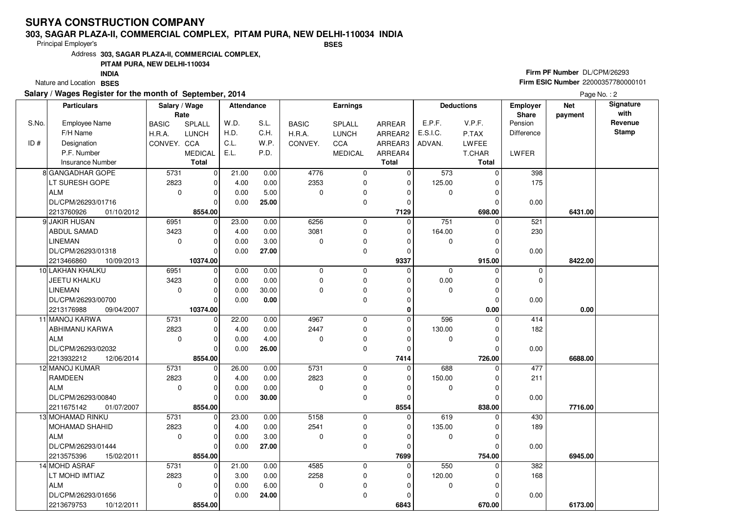# SURYA CONSTRUCTION COMPANY

**303, SAGAR PLAZA-II, COMMERCIAL COMPLEX, PITAM PURA, NEW DELHI-110034 INDIA**

Principal Employer's **BSES**

Address **303, SAGAR PLAZA-II, COMMERCIAL COMPLEX, PITAM PURA, NEW DELHI-110034 INDIA**

Nature and Location **BSES**

**Firm PF Number** DL/CPM/26293

**Firm ESIC Number** 22000357780000101

**Salary / Wages Register for the month of September, 2014**

| S.No. / ID # | Employee Name / F/H Name / Designation / P.F. Number / Insurance Number | Rate: BASIC / H.R.A. / CONVEY. | Rate: SPLALL / LUNCH / CCA / MEDICAL / Total | Attendance: W.D. / H.D. / C.L. / E.L. | Attendance: S.L. / C.H. / W.P. / P.D. | Earnings: BASIC / H.R.A. / CONVEY. | Earnings: SPLALL / LUNCH / CCA / MEDICAL | Earnings: ARREAR / ARREAR2 / ARREAR3 / ARREAR4 / Total | Deductions: E.P.F. / E.S.I.C. / ADVAN. | Deductions: V.P.F. / P.TAX / LWFEE / T.CHAR / Total | Employer Share: Pension / Difference / LWFER | Net payment | Signature with Revenue Stamp |
|---|---|---|---|---|---|---|---|---|---|---|---|---|---|
| 8 | GANGADHAR GOPE | 5731 | 0 | 21.00 | 0.00 | 4776 | 0 | 0 | 573 | 0 | 398 | | |
| | LT SURESH GOPE | 2823 | 0 | 4.00 | 0.00 | 2353 | 0 | 0 | 125.00 | 0 | 175 | | |
| | ALM | 0 | 0 | 0.00 | 5.00 | 0 | 0 | 0 | 0 | 0 | | | |
| | DL/CPM/26293/01716 | | 0 | 0.00 | **25.00** | | 0 | 0 | | 0 | 0.00 | | |
| | 2213760926 01/10/2012 | | **8554.00** | | | | | **7129** | | **698.00** | | **6431.00** | |
| 9 | JAKIR HUSAN | 6951 | 0 | 23.00 | 0.00 | 6256 | 0 | 0 | 751 | 0 | 521 | | |
| | ABDUL SAMAD | 3423 | 0 | 4.00 | 0.00 | 3081 | 0 | 0 | 164.00 | 0 | 230 | | |
| | LINEMAN | 0 | 0 | 0.00 | 3.00 | 0 | 0 | 0 | 0 | 0 | | | |
| | DL/CPM/26293/01318 | | 0 | 0.00 | **27.00** | | 0 | 0 | | 0 | 0.00 | | |
| | 2213466860 10/09/2013 | | **10374.00** | | | | | **9337** | | **915.00** | | **8422.00** | |
| 10 | LAKHAN KHALKU | 6951 | 0 | 0.00 | 0.00 | 0 | 0 | 0 | 0 | 0 | 0 | | |
| | JEETU KHALKU | 3423 | 0 | 0.00 | 0.00 | 0 | 0 | 0 | 0.00 | 0 | 0 | | |
| | LINEMAN | 0 | 0 | 0.00 | 30.00 | 0 | 0 | 0 | 0 | 0 | | | |
| | DL/CPM/26293/00700 | | 0 | 0.00 | **0.00** | | 0 | 0 | | 0 | 0.00 | | |
| | 2213176988 09/04/2007 | | **10374.00** | | | | | **0** | | **0.00** | | **0.00** | |
| 11 | MANOJ KARWA | 5731 | 0 | 22.00 | 0.00 | 4967 | 0 | 0 | 596 | 0 | 414 | | |
| | ABHIMANU KARWA | 2823 | 0 | 4.00 | 0.00 | 2447 | 0 | 0 | 130.00 | 0 | 182 | | |
| | ALM | 0 | 0 | 0.00 | 4.00 | 0 | 0 | 0 | 0 | 0 | | | |
| | DL/CPM/26293/02032 | | 0 | 0.00 | **26.00** | | 0 | 0 | | 0 | 0.00 | | |
| | 2213932212 12/06/2014 | | **8554.00** | | | | | **7414** | | **726.00** | | **6688.00** | |
| 12 | MANOJ KUMAR | 5731 | 0 | 26.00 | 0.00 | 5731 | 0 | 0 | 688 | 0 | 477 | | |
| | RAMDEEN | 2823 | 0 | 4.00 | 0.00 | 2823 | 0 | 0 | 150.00 | 0 | 211 | | |
| | ALM | 0 | 0 | 0.00 | 0.00 | 0 | 0 | 0 | 0 | 0 | | | |
| | DL/CPM/26293/00840 | | 0 | 0.00 | **30.00** | | 0 | 0 | | 0 | 0.00 | | |
| | 2211675142 01/07/2007 | | **8554.00** | | | | | **8554** | | **838.00** | | **7716.00** | |
| 13 | MOHAMAD RINKU | 5731 | 0 | 23.00 | 0.00 | 5158 | 0 | 0 | 619 | 0 | 430 | | |
| | MOHAMAD SHAHID | 2823 | 0 | 4.00 | 0.00 | 2541 | 0 | 0 | 135.00 | 0 | 189 | | |
| | ALM | 0 | 0 | 0.00 | 3.00 | 0 | 0 | 0 | 0 | 0 | | | |
| | DL/CPM/26293/01444 | | 0 | 0.00 | **27.00** | | 0 | 0 | | 0 | 0.00 | | |
| | 2213575396 15/02/2011 | | **8554.00** | | | | | **7699** | | **754.00** | | **6945.00** | |
| 14 | MOHD ASRAF | 5731 | 0 | 21.00 | 0.00 | 4585 | 0 | 0 | 550 | 0 | 382 | | |
| | LT MOHD IMTIAZ | 2823 | 0 | 3.00 | 0.00 | 2258 | 0 | 0 | 120.00 | 0 | 168 | | |
| | ALM | 0 | 0 | 0.00 | 6.00 | 0 | 0 | 0 | 0 | 0 | | | |
| | DL/CPM/26293/01656 | | 0 | 0.00 | **24.00** | | 0 | 0 | | 0 | 0.00 | | |
| | 2213679753 10/12/2011 | | **8554.00** | | | | | **6843** | | **670.00** | | **6173.00** | |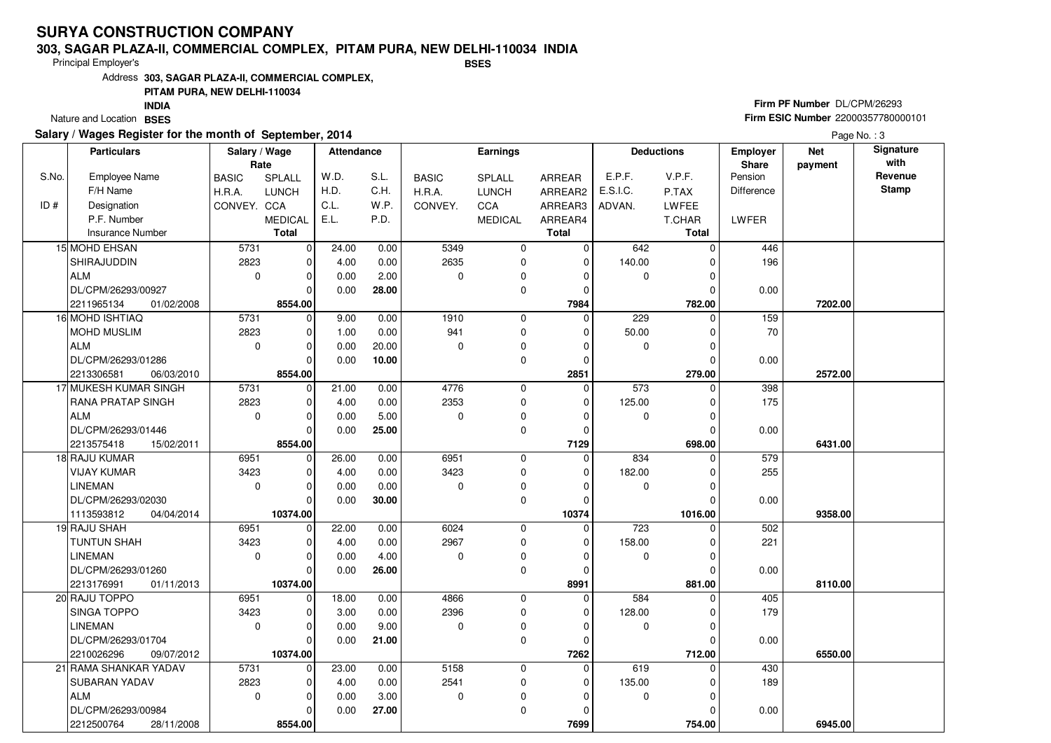# SURYA CONSTRUCTION COMPANY

**303, SAGAR PLAZA-II, COMMERCIAL COMPLEX, PITAM PURA, NEW DELHI-110034 INDIA**

Principal Employer's **BSES**

Address **303, SAGAR PLAZA-II, COMMERCIAL COMPLEX, PITAM PURA, NEW DELHI-110034 INDIA**

Nature and Location **BSES**

**Firm PF Number** DL/CPM/26293
**Firm ESIC Number** 22000357780000101

**Salary / Wages Register for the month of September, 2014**

| S.No. / ID # | Particulars: Employee Name / F/H Name / Designation / P.F. Number / Insurance Number | Salary / Wage Rate: BASIC / H.R.A. / CONVEY. | Salary / Wage Rate: SPLALL / LUNCH / CCA / MEDICAL / Total | Attendance: W.D. / H.D. / C.L. / E.L. | Attendance: S.L. / C.H. / W.P. / P.D. | Earnings: BASIC / H.R.A. / CONVEY. | Earnings: SPLALL / LUNCH / CCA / MEDICAL | Earnings: ARREAR / ARREAR2 / ARREAR3 / ARREAR4 / Total | Deductions: E.P.F. / E.S.I.C. / ADVAN. | Deductions: V.P.F. / P.TAX / LWFEE / T.CHAR / Total | Employer Share: Pension / Difference / LWFER | Net payment | Signature with Revenue Stamp |
|---|---|---|---|---|---|---|---|---|---|---|---|---|---|
| 15 | MOHD EHSAN | 5731 | 0 | 24.00 | 0.00 | 5349 | 0 | 0 | 642 | 0 | 446 | | |
| | SHIRAJUDDIN | 2823 | 0 | 4.00 | 0.00 | 2635 | 0 | 0 | 140.00 | 0 | 196 | | |
| | ALM | 0 | 0 | 0.00 | 2.00 | 0 | 0 | 0 | 0 | 0 | | | |
| | DL/CPM/26293/00927 | | 0 | 0.00 | 28.00 | | 0 | 0 | | 0 | 0.00 | | |
| | 2211965134 01/02/2008 | | 8554.00 | | | | | 7984 | | 782.00 | | 7202.00 | |
| 16 | MOHD ISHTIAQ | 5731 | 0 | 9.00 | 0.00 | 1910 | 0 | 0 | 229 | 0 | 159 | | |
| | MOHD MUSLIM | 2823 | 0 | 1.00 | 0.00 | 941 | 0 | 0 | 50.00 | 0 | 70 | | |
| | ALM | 0 | 0 | 0.00 | 20.00 | 0 | 0 | 0 | 0 | 0 | | | |
| | DL/CPM/26293/01286 | | 0 | 0.00 | 10.00 | | 0 | 0 | | 0 | 0.00 | | |
| | 2213306581 06/03/2010 | | 8554.00 | | | | | 2851 | | 279.00 | | 2572.00 | |
| 17 | MUKESH KUMAR SINGH | 5731 | 0 | 21.00 | 0.00 | 4776 | 0 | 0 | 573 | 0 | 398 | | |
| | RANA PRATAP SINGH | 2823 | 0 | 4.00 | 0.00 | 2353 | 0 | 0 | 125.00 | 0 | 175 | | |
| | ALM | 0 | 0 | 0.00 | 5.00 | 0 | 0 | 0 | 0 | 0 | | | |
| | DL/CPM/26293/01446 | | 0 | 0.00 | 25.00 | | 0 | 0 | | 0 | 0.00 | | |
| | 2213575418 15/02/2011 | | 8554.00 | | | | | 7129 | | 698.00 | | 6431.00 | |
| 18 | RAJU KUMAR | 6951 | 0 | 26.00 | 0.00 | 6951 | 0 | 0 | 834 | 0 | 579 | | |
| | VIJAY KUMAR | 3423 | 0 | 4.00 | 0.00 | 3423 | 0 | 0 | 182.00 | 0 | 255 | | |
| | LINEMAN | 0 | 0 | 0.00 | 0.00 | 0 | 0 | 0 | 0 | 0 | | | |
| | DL/CPM/26293/02030 | | 0 | 0.00 | 30.00 | | 0 | 0 | | 0 | 0.00 | | |
| | 1113593812 04/04/2014 | | 10374.00 | | | | | 10374 | | 1016.00 | | 9358.00 | |
| 19 | RAJU SHAH | 6951 | 0 | 22.00 | 0.00 | 6024 | 0 | 0 | 723 | 0 | 502 | | |
| | TUNTUN SHAH | 3423 | 0 | 4.00 | 0.00 | 2967 | 0 | 0 | 158.00 | 0 | 221 | | |
| | LINEMAN | 0 | 0 | 0.00 | 4.00 | 0 | 0 | 0 | 0 | 0 | | | |
| | DL/CPM/26293/01260 | | 0 | 0.00 | 26.00 | | 0 | 0 | | 0 | 0.00 | | |
| | 2213176991 01/11/2013 | | 10374.00 | | | | | 8991 | | 881.00 | | 8110.00 | |
| 20 | RAJU TOPPO | 6951 | 0 | 18.00 | 0.00 | 4866 | 0 | 0 | 584 | 0 | 405 | | |
| | SINGA TOPPO | 3423 | 0 | 3.00 | 0.00 | 2396 | 0 | 0 | 128.00 | 0 | 179 | | |
| | LINEMAN | 0 | 0 | 0.00 | 9.00 | 0 | 0 | 0 | 0 | 0 | | | |
| | DL/CPM/26293/01704 | | 0 | 0.00 | 21.00 | | 0 | 0 | | 0 | 0.00 | | |
| | 2210026296 09/07/2012 | | 10374.00 | | | | | 7262 | | 712.00 | | 6550.00 | |
| 21 | RAMA SHANKAR YADAV | 5731 | 0 | 23.00 | 0.00 | 5158 | 0 | 0 | 619 | 0 | 430 | | |
| | SUBARAN YADAV | 2823 | 0 | 4.00 | 0.00 | 2541 | 0 | 0 | 135.00 | 0 | 189 | | |
| | ALM | 0 | 0 | 0.00 | 3.00 | 0 | 0 | 0 | 0 | 0 | | | |
| | DL/CPM/26293/00984 | | 0 | 0.00 | 27.00 | | 0 | 0 | | 0 | 0.00 | | |
| | 2212500764 28/11/2008 | | 8554.00 | | | | | 7699 | | 754.00 | | 6945.00 | |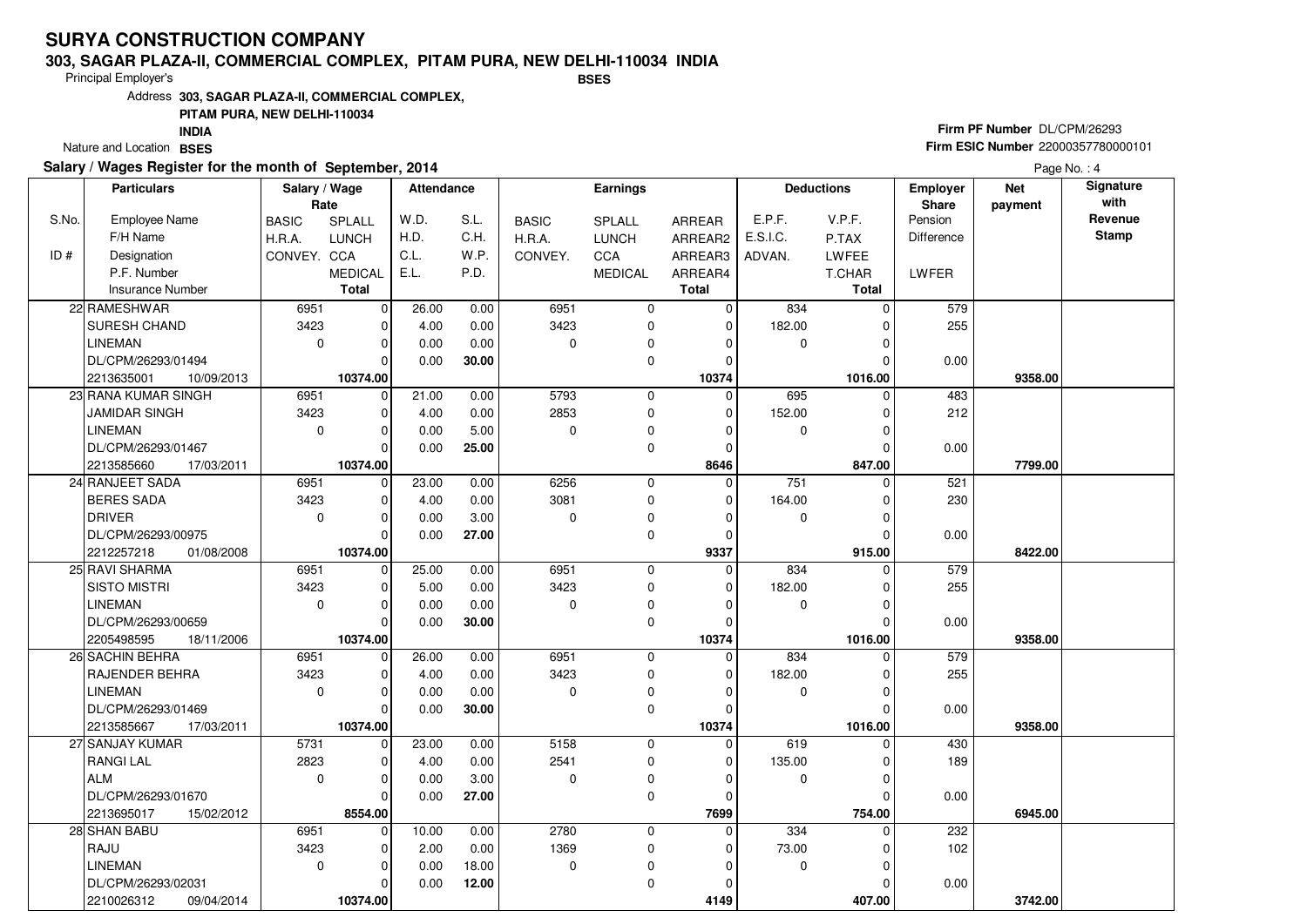# SURYA CONSTRUCTION COMPANY

**303, SAGAR PLAZA-II, COMMERCIAL COMPLEX, PITAM PURA, NEW DELHI-110034 INDIA**

Principal Employer's **BSES**

Address **303, SAGAR PLAZA-II, COMMERCIAL COMPLEX, PITAM PURA, NEW DELHI-110034 INDIA**

Nature and Location **BSES**

**Firm PF Number** DL/CPM/26293

**Firm ESIC Number** 22000357780000101

**Salary / Wages Register for the month of September, 2014**

| S.No. / ID # | Particulars: Employee Name / F/H Name / Designation / P.F. Number / Insurance Number | Salary / Wage Rate: BASIC / H.R.A. / CONVEY. | Salary / Wage Rate: SPLALL / LUNCH / CCA / MEDICAL / Total | Attendance: W.D. / H.D. / C.L. / E.L. | Attendance: S.L. / C.H. / W.P. / P.D. | Earnings: BASIC / H.R.A. / CONVEY. | Earnings: SPLALL / LUNCH / CCA / MEDICAL | Earnings: ARREAR / ARREAR2 / ARREAR3 / ARREAR4 / Total | Deductions: E.P.F. / E.S.I.C. / ADVAN. | Deductions: V.P.F. / P.TAX / LWFEE / T.CHAR / Total | Employer Share: Pension / Difference / LWFER | Net payment | Signature with Revenue Stamp |
|---|---|---|---|---|---|---|---|---|---|---|---|---|---|
| 22 | RAMESHWAR / SURESH CHAND / LINEMAN / DL/CPM/26293/01494 / 2213635001 10/09/2013 | 6951 / 3423 / 0 | 0 / 0 / 0 / 0 / **10374.00** | 26.00 / 4.00 / 0.00 / 0.00 | 0.00 / 0.00 / 0.00 / **30.00** | 6951 / 3423 / 0 | 0 / 0 / 0 / 0 | 0 / 0 / 0 / 0 / **10374** | 834 / 182.00 / 0 | 0 / 0 / 0 / 0 / **1016.00** | 579 / 255 / 0.00 | **9358.00** | |
| 23 | RANA KUMAR SINGH / JAMIDAR SINGH / LINEMAN / DL/CPM/26293/01467 / 2213585660 17/03/2011 | 6951 / 3423 / 0 | 0 / 0 / 0 / 0 / **10374.00** | 21.00 / 4.00 / 0.00 / 0.00 | 0.00 / 0.00 / 5.00 / **25.00** | 5793 / 2853 / 0 | 0 / 0 / 0 / 0 | 0 / 0 / 0 / 0 / **8646** | 695 / 152.00 / 0 | 0 / 0 / 0 / 0 / **847.00** | 483 / 212 / 0.00 | **7799.00** | |
| 24 | RANJEET SADA / BERES SADA / DRIVER / DL/CPM/26293/00975 / 2212257218 01/08/2008 | 6951 / 3423 / 0 | 0 / 0 / 0 / 0 / **10374.00** | 23.00 / 4.00 / 0.00 / 0.00 | 0.00 / 0.00 / 3.00 / **27.00** | 6256 / 3081 / 0 | 0 / 0 / 0 / 0 | 0 / 0 / 0 / 0 / **9337** | 751 / 164.00 / 0 | 0 / 0 / 0 / 0 / **915.00** | 521 / 230 / 0.00 | **8422.00** | |
| 25 | RAVI SHARMA / SISTO MISTRI / LINEMAN / DL/CPM/26293/00659 / 2205498595 18/11/2006 | 6951 / 3423 / 0 | 0 / 0 / 0 / 0 / **10374.00** | 25.00 / 5.00 / 0.00 / 0.00 | 0.00 / 0.00 / 0.00 / **30.00** | 6951 / 3423 / 0 | 0 / 0 / 0 / 0 | 0 / 0 / 0 / 0 / **10374** | 834 / 182.00 / 0 | 0 / 0 / 0 / 0 / **1016.00** | 579 / 255 / 0.00 | **9358.00** | |
| 26 | SACHIN BEHRA / RAJENDER BEHRA / LINEMAN / DL/CPM/26293/01469 / 2213585667 17/03/2011 | 6951 / 3423 / 0 | 0 / 0 / 0 / 0 / **10374.00** | 26.00 / 4.00 / 0.00 / 0.00 | 0.00 / 0.00 / 0.00 / **30.00** | 6951 / 3423 / 0 | 0 / 0 / 0 / 0 | 0 / 0 / 0 / 0 / **10374** | 834 / 182.00 / 0 | 0 / 0 / 0 / 0 / **1016.00** | 579 / 255 / 0.00 | **9358.00** | |
| 27 | SANJAY KUMAR / RANGI LAL / ALM / DL/CPM/26293/01670 / 2213695017 15/02/2012 | 5731 / 2823 / 0 | 0 / 0 / 0 / 0 / **8554.00** | 23.00 / 4.00 / 0.00 / 0.00 | 0.00 / 0.00 / 3.00 / **27.00** | 5158 / 2541 / 0 | 0 / 0 / 0 / 0 | 0 / 0 / 0 / 0 / **7699** | 619 / 135.00 / 0 | 0 / 0 / 0 / 0 / **754.00** | 430 / 189 / 0.00 | **6945.00** | |
| 28 | SHAN BABU / RAJU / LINEMAN / DL/CPM/26293/02031 / 2210026312 09/04/2014 | 6951 / 3423 / 0 | 0 / 0 / 0 / 0 / **10374.00** | 10.00 / 2.00 / 0.00 / 0.00 | 0.00 / 0.00 / 18.00 / **12.00** | 2780 / 1369 / 0 | 0 / 0 / 0 / 0 | 0 / 0 / 0 / 0 / **4149** | 334 / 73.00 / 0 | 0 / 0 / 0 / 0 / **407.00** | 232 / 102 / 0.00 | **3742.00** | |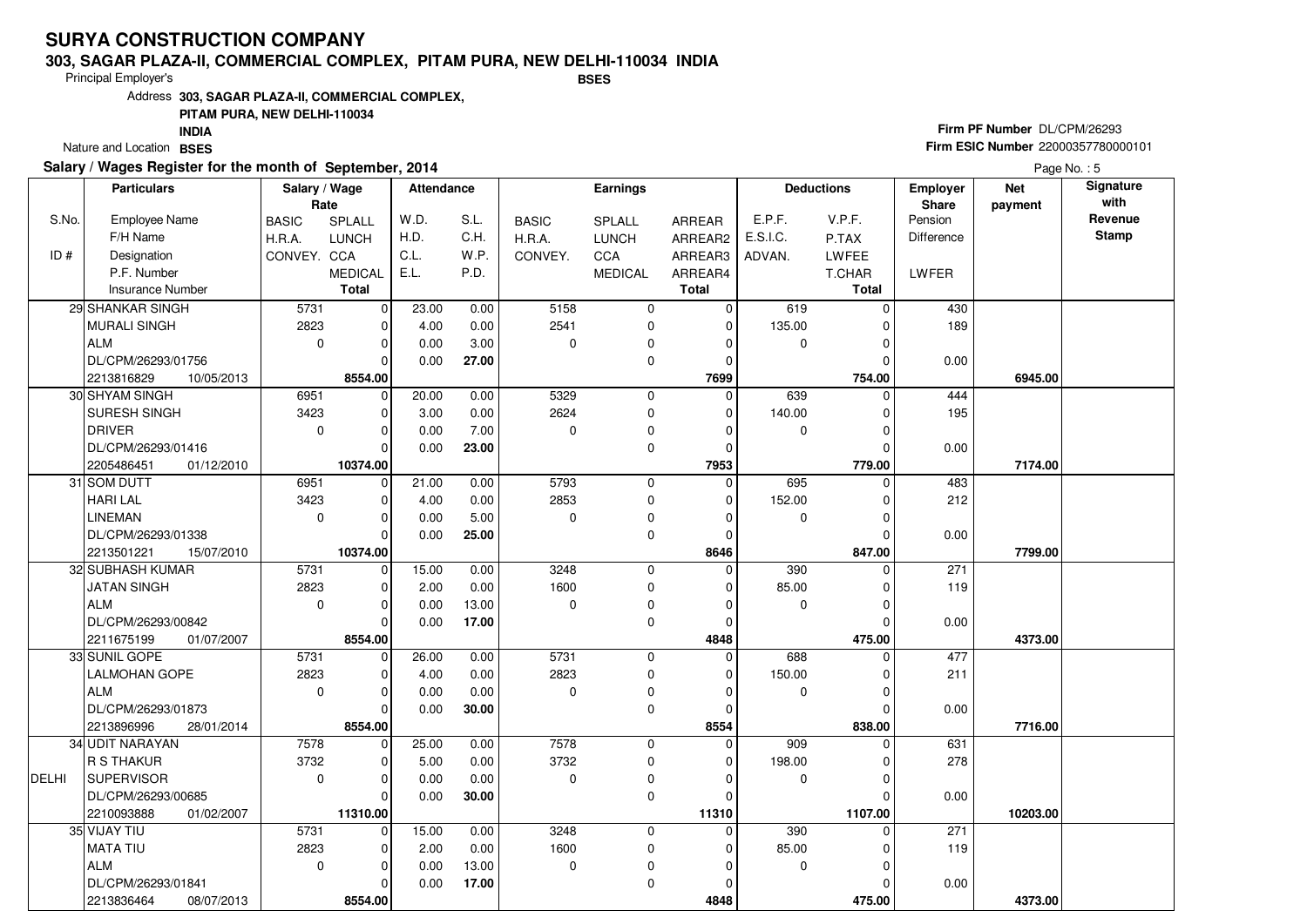# SURYA CONSTRUCTION COMPANY

## 303, SAGAR PLAZA-II, COMMERCIAL COMPLEX, PITAM PURA, NEW DELHI-110034 INDIA

Principal Employer's **BSES**

Address **303, SAGAR PLAZA-II, COMMERCIAL COMPLEX, PITAM PURA, NEW DELHI-110034 INDIA**

Nature and Location **BSES**

**Firm PF Number** DL/CPM/26293

**Firm ESIC Number** 22000357780000101

**Salary / Wages Register for the month of September, 2014**

Page No. : 5

| S.No. / ID # | Particulars: Employee Name / F/H Name / Designation / P.F. Number / Insurance Number | Salary / Wage Rate: BASIC / H.R.A. / CONVEY. | SPLALL / LUNCH / CCA / MEDICAL / Total | Attendance: W.D. / H.D. / C.L. / E.L. | S.L. / C.H. / W.P. / P.D. | Earnings: BASIC / H.R.A. / CONVEY. | SPLALL / LUNCH / CCA / MEDICAL | ARREAR / ARREAR2 / ARREAR3 / ARREAR4 / Total | Deductions: E.P.F. / E.S.I.C. / ADVAN. | V.P.F. / P.TAX / LWFEE / T.CHAR / Total | Employer Share: Pension / Difference / LWFER | Net payment | Signature with Revenue Stamp |
|---|---|---|---|---|---|---|---|---|---|---|---|---|---|
| 29 | SHANKAR SINGH | 5731 | 0 | 23.00 | 0.00 | 5158 | 0 | 0 | 619 | 0 | 430 | | |
| | MURALI SINGH | 2823 | 0 | 4.00 | 0.00 | 2541 | 0 | 0 | 135.00 | 0 | 189 | | |
| | ALM | 0 | 0 | 0.00 | 3.00 | 0 | 0 | 0 | 0 | 0 | | | |
| | DL/CPM/26293/01756 | | 0 | 0.00 | **27.00** | | 0 | 0 | | 0 | 0.00 | | |
| | 2213816829 10/05/2013 | | **8554.00** | | | | | **7699** | | **754.00** | | **6945.00** | |
| 30 | SHYAM SINGH | 6951 | 0 | 20.00 | 0.00 | 5329 | 0 | 0 | 639 | 0 | 444 | | |
| | SURESH SINGH | 3423 | 0 | 3.00 | 0.00 | 2624 | 0 | 0 | 140.00 | 0 | 195 | | |
| | DRIVER | 0 | 0 | 0.00 | 7.00 | 0 | 0 | 0 | 0 | 0 | | | |
| | DL/CPM/26293/01416 | | 0 | 0.00 | **23.00** | | 0 | 0 | | 0 | 0.00 | | |
| | 2205486451 01/12/2010 | | **10374.00** | | | | | **7953** | | **779.00** | | **7174.00** | |
| 31 | SOM DUTT | 6951 | 0 | 21.00 | 0.00 | 5793 | 0 | 0 | 695 | 0 | 483 | | |
| | HARI LAL | 3423 | 0 | 4.00 | 0.00 | 2853 | 0 | 0 | 152.00 | 0 | 212 | | |
| | LINEMAN | 0 | 0 | 0.00 | 5.00 | 0 | 0 | 0 | 0 | 0 | | | |
| | DL/CPM/26293/01338 | | 0 | 0.00 | **25.00** | | 0 | 0 | | 0 | 0.00 | | |
| | 2213501221 15/07/2010 | | **10374.00** | | | | | **8646** | | **847.00** | | **7799.00** | |
| 32 | SUBHASH KUMAR | 5731 | 0 | 15.00 | 0.00 | 3248 | 0 | 0 | 390 | 0 | 271 | | |
| | JATAN SINGH | 2823 | 0 | 2.00 | 0.00 | 1600 | 0 | 0 | 85.00 | 0 | 119 | | |
| | ALM | 0 | 0 | 0.00 | 13.00 | 0 | 0 | 0 | 0 | 0 | | | |
| | DL/CPM/26293/00842 | | 0 | 0.00 | **17.00** | | 0 | 0 | | 0 | 0.00 | | |
| | 2211675199 01/07/2007 | | **8554.00** | | | | | **4848** | | **475.00** | | **4373.00** | |
| 33 | SUNIL GOPE | 5731 | 0 | 26.00 | 0.00 | 5731 | 0 | 0 | 688 | 0 | 477 | | |
| | LALMOHAN GOPE | 2823 | 0 | 4.00 | 0.00 | 2823 | 0 | 0 | 150.00 | 0 | 211 | | |
| | ALM | 0 | 0 | 0.00 | 0.00 | 0 | 0 | 0 | 0 | 0 | | | |
| | DL/CPM/26293/01873 | | 0 | 0.00 | **30.00** | | 0 | 0 | | 0 | 0.00 | | |
| | 2213896996 28/01/2014 | | **8554.00** | | | | | **8554** | | **838.00** | | **7716.00** | |
| 34 | UDIT NARAYAN | 7578 | 0 | 25.00 | 0.00 | 7578 | 0 | 0 | 909 | 0 | 631 | | |
| | R S THAKUR | 3732 | 0 | 5.00 | 0.00 | 3732 | 0 | 0 | 198.00 | 0 | 278 | | |
| DELHI | SUPERVISOR | 0 | 0 | 0.00 | 0.00 | 0 | 0 | 0 | 0 | 0 | | | |
| | DL/CPM/26293/00685 | | 0 | 0.00 | **30.00** | | 0 | 0 | | 0 | 0.00 | | |
| | 2210093888 01/02/2007 | | **11310.00** | | | | | **11310** | | **1107.00** | | **10203.00** | |
| 35 | VIJAY TIU | 5731 | 0 | 15.00 | 0.00 | 3248 | 0 | 0 | 390 | 0 | 271 | | |
| | MATA TIU | 2823 | 0 | 2.00 | 0.00 | 1600 | 0 | 0 | 85.00 | 0 | 119 | | |
| | ALM | 0 | 0 | 0.00 | 13.00 | 0 | 0 | 0 | 0 | 0 | | | |
| | DL/CPM/26293/01841 | | 0 | 0.00 | **17.00** | | 0 | 0 | | 0 | 0.00 | | |
| | 2213836464 08/07/2013 | | **8554.00** | | | | | **4848** | | **475.00** | | **4373.00** | |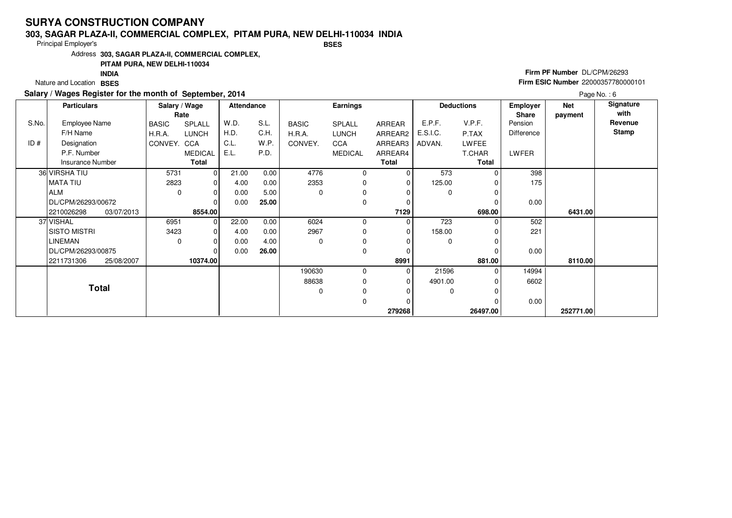# SURYA CONSTRUCTION COMPANY

**303, SAGAR PLAZA-II, COMMERCIAL COMPLEX, PITAM PURA, NEW DELHI-110034 INDIA**

Principal Employer's **BSES**

Address **303, SAGAR PLAZA-II, COMMERCIAL COMPLEX, PITAM PURA, NEW DELHI-110034 INDIA**

Nature and Location **BSES**

**Firm PF Number** DL/CPM/26293
**Firm ESIC Number** 22000357780000101

**Salary / Wages Register for the month of September, 2014**

Page No. : 6

| S.No. / ID # | Particulars: Employee Name / F/H Name / Designation / P.F. Number / Insurance Number | Salary / Wage Rate: BASIC / H.R.A. / CONVEY. | Salary / Wage Rate: SPLALL / LUNCH / CCA / MEDICAL / Total | Attendance: W.D. / H.D. / C.L. / E.L. | Attendance: S.L. / C.H. / W.P. / P.D. | Earnings: BASIC / H.R.A. / CONVEY. | Earnings: SPLALL / LUNCH / CCA / MEDICAL | Earnings: ARREAR / ARREAR2 / ARREAR3 / ARREAR4 / Total | Deductions: E.P.F. / E.S.I.C. / ADVAN. | Deductions: V.P.F. / P.TAX / LWFEE / T.CHAR / Total | Employer Share: Pension / Difference / LWFER | Net payment | Signature with Revenue Stamp |
|---|---|---|---|---|---|---|---|---|---|---|---|---|---|
| 36 | VIRSHA TIU | 5731 | 0 | 21.00 | 0.00 | 4776 | 0 | 0 | 573 | 0 | 398 | | |
| | MATA TIU | 2823 | 0 | 4.00 | 0.00 | 2353 | 0 | 0 | 125.00 | 0 | 175 | | |
| | ALM | 0 | 0 | 0.00 | 5.00 | 0 | 0 | 0 | 0 | 0 | | | |
| | DL/CPM/26293/00672 | | 0 | 0.00 | **25.00** | | 0 | 0 | | 0 | 0.00 | | |
| | 2210026298 03/07/2013 | | **8554.00** | | | | | **7129** | | **698.00** | | **6431.00** | |
| 37 | VISHAL | 6951 | 0 | 22.00 | 0.00 | 6024 | 0 | 0 | 723 | 0 | 502 | | |
| | SISTO MISTRI | 3423 | 0 | 4.00 | 0.00 | 2967 | 0 | 0 | 158.00 | 0 | 221 | | |
| | LINEMAN | 0 | 0 | 0.00 | 4.00 | 0 | 0 | 0 | 0 | 0 | | | |
| | DL/CPM/26293/00875 | | 0 | 0.00 | **26.00** | | 0 | 0 | | 0 | 0.00 | | |
| | 2211731306 25/08/2007 | | **10374.00** | | | | | **8991** | | **881.00** | | **8110.00** | |
| | **Total** | | | | | 190630 | 0 | 0 | 21596 | 0 | 14994 | | |
| | | | | | | 88638 | 0 | 0 | 4901.00 | 0 | 6602 | | |
| | | | | | | 0 | 0 | 0 | 0 | 0 | | | |
| | | | | | | | 0 | 0 | | 0 | 0.00 | | |
| | | | | | | | | **279268** | | **26497.00** | | **252771.00** | |